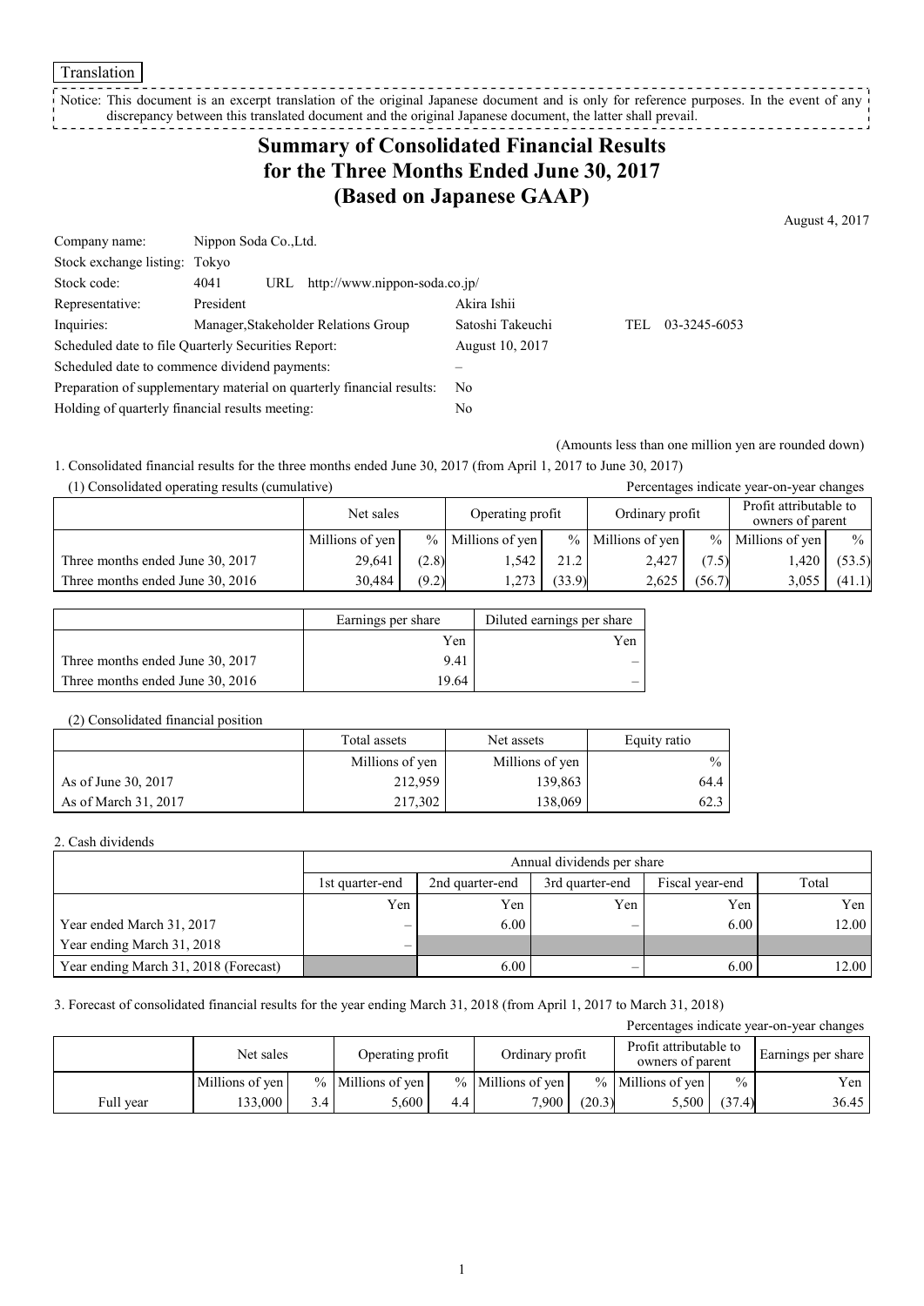Translation

Notice: This document is an excerpt translation of the original Japanese document and is only for reference purposes. In the event of any discrepancy between this translated document and the original Japanese document, the latter shall prevail.

# Summary of Consolidated Financial Results for the Three Months Ended June 30, 2017 (Based on Japanese GAAP)

August 4, 2017

| | | |
|---|---|---|
| Company name: | Nippon Soda Co.,Ltd. | |
| Stock exchange listing: | Tokyo | |
| Stock code: | 4041 URL http://www.nippon-soda.co.jp/ | |
| Representative: | President | Akira Ishii |
| Inquiries: | Manager,Stakeholder Relations Group | Satoshi Takeuchi TEL 03-3245-6053 |
| Scheduled date to file Quarterly Securities Report: | | August 10, 2017 |
| Scheduled date to commence dividend payments: | | – |
| Preparation of supplementary material on quarterly financial results: | | No |
| Holding of quarterly financial results meeting: | | No |

(Amounts less than one million yen are rounded down)

1. Consolidated financial results for the three months ended June 30, 2017 (from April 1, 2017 to June 30, 2017)

(1) Consolidated operating results (cumulative)

Percentages indicate year-on-year changes

| | Net sales | | Operating profit | | Ordinary profit | | Profit attributable to owners of parent | |
|---|---|---|---|---|---|---|---|---|
| | Millions of yen | % | Millions of yen | % | Millions of yen | % | Millions of yen | % |
| Three months ended June 30, 2017 | 29,641 | (2.8) | 1,542 | 21.2 | 2,427 | (7.5) | 1,420 | (53.5) |
| Three months ended June 30, 2016 | 30,484 | (9.2) | 1,273 | (33.9) | 2,625 | (56.7) | 3,055 | (41.1) |

| | Earnings per share | Diluted earnings per share |
|---|---|---|
| | Yen | Yen |
| Three months ended June 30, 2017 | 9.41 | – |
| Three months ended June 30, 2016 | 19.64 | – |

(2) Consolidated financial position

| | Total assets | Net assets | Equity ratio |
|---|---|---|---|
| | Millions of yen | Millions of yen | % |
| As of June 30, 2017 | 212,959 | 139,863 | 64.4 |
| As of March 31, 2017 | 217,302 | 138,069 | 62.3 |

2. Cash dividends

| | Annual dividends per share | | | | |
|---|---|---|---|---|---|
| | 1st quarter-end | 2nd quarter-end | 3rd quarter-end | Fiscal year-end | Total |
| | Yen | Yen | Yen | Yen | Yen |
| Year ended March 31, 2017 | – | 6.00 | – | 6.00 | 12.00 |
| Year ending March 31, 2018 | – | | | | |
| Year ending March 31, 2018 (Forecast) | | 6.00 | – | 6.00 | 12.00 |

3. Forecast of consolidated financial results for the year ending March 31, 2018 (from April 1, 2017 to March 31, 2018)

Percentages indicate year-on-year changes

| | Net sales | | Operating profit | | Ordinary profit | | Profit attributable to owners of parent | | Earnings per share |
|---|---|---|---|---|---|---|---|---|---|
| | Millions of yen | % | Millions of yen | % | Millions of yen | % | Millions of yen | % | Yen |
| Full year | 133,000 | 3.4 | 5,600 | 4.4 | 7,900 | (20.3) | 5,500 | (37.4) | 36.45 |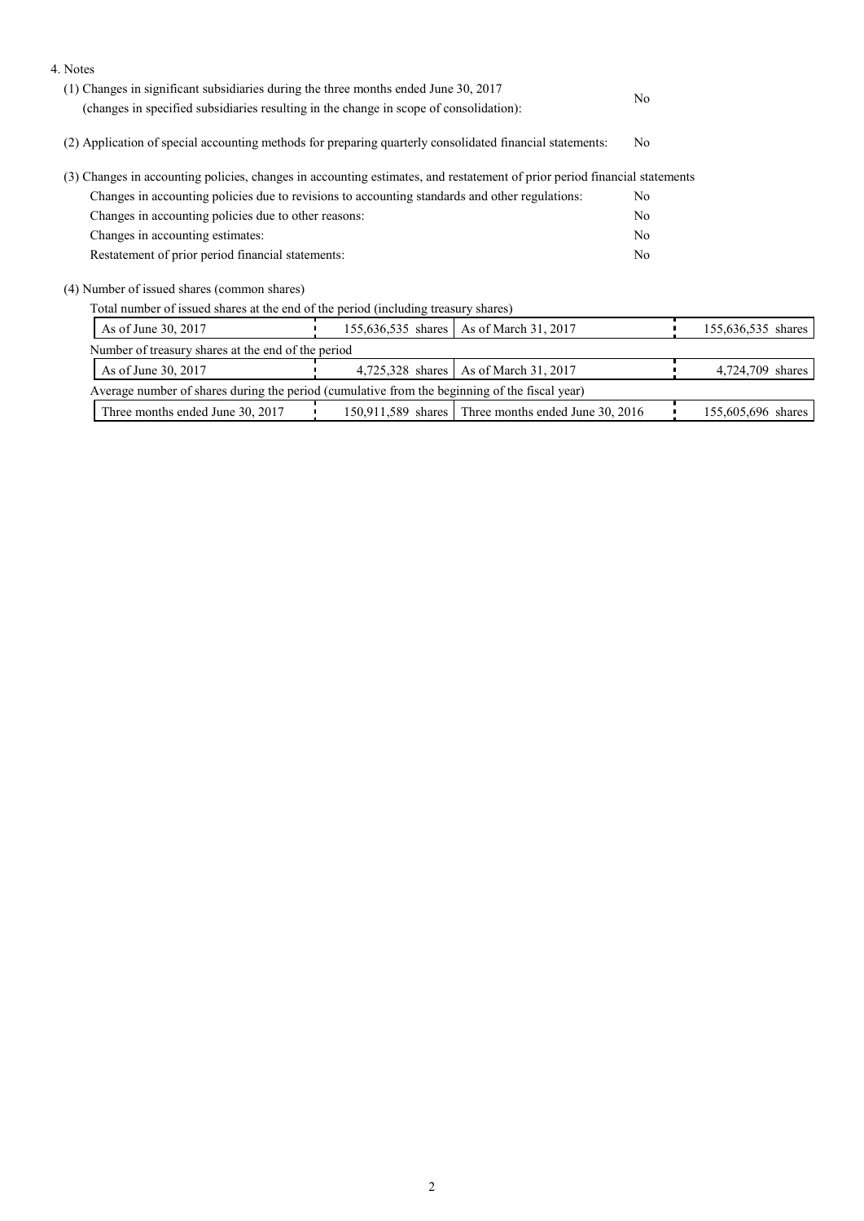4. Notes

(1) Changes in significant subsidiaries during the three months ended June 30, 2017 (changes in specified subsidiaries resulting in the change in scope of consolidation): No

(2) Application of special accounting methods for preparing quarterly consolidated financial statements: No

(3) Changes in accounting policies, changes in accounting estimates, and restatement of prior period financial statements

| | |
|---|---|
| Changes in accounting policies due to revisions to accounting standards and other regulations: | No |
| Changes in accounting policies due to other reasons: | No |
| Changes in accounting estimates: | No |
| Restatement of prior period financial statements: | No |

(4) Number of issued shares (common shares)

Total number of issued shares at the end of the period (including treasury shares)

| | | | |
|---|---|---|---|
| As of June 30, 2017 | 155,636,535 shares | As of March 31, 2017 | 155,636,535 shares |

Number of treasury shares at the end of the period

| | | | |
|---|---|---|---|
| As of June 30, 2017 | 4,725,328 shares | As of March 31, 2017 | 4,724,709 shares |

Average number of shares during the period (cumulative from the beginning of the fiscal year)

| | | | |
|---|---|---|---|
| Three months ended June 30, 2017 | 150,911,589 shares | Three months ended June 30, 2016 | 155,605,696 shares |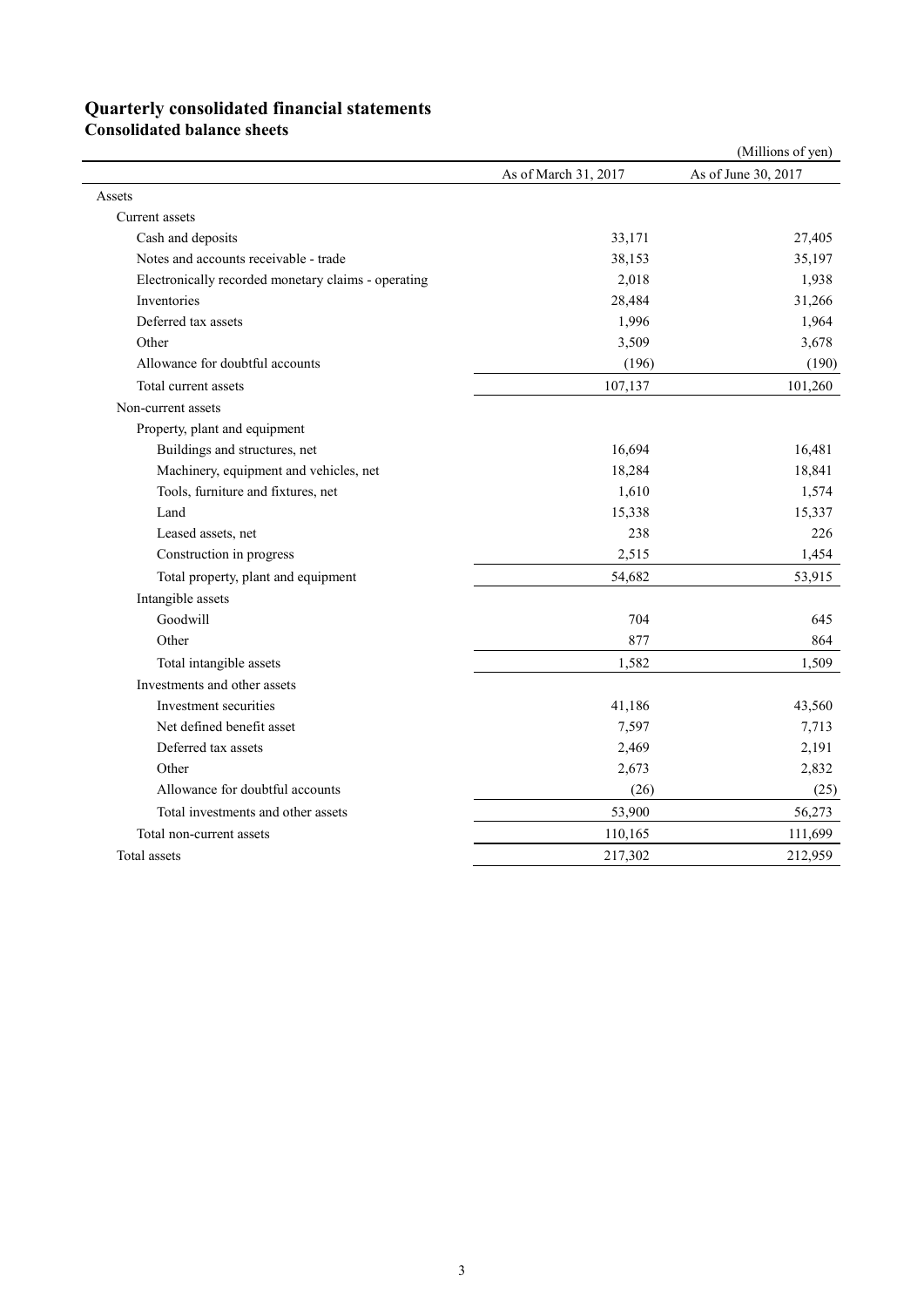# Quarterly consolidated financial statements

## Consolidated balance sheets

(Millions of yen)

| | As of March 31, 2017 | As of June 30, 2017 |
|---|---|---|
| Assets | | |
| Current assets | | |
| Cash and deposits | 33,171 | 27,405 |
| Notes and accounts receivable - trade | 38,153 | 35,197 |
| Electronically recorded monetary claims - operating | 2,018 | 1,938 |
| Inventories | 28,484 | 31,266 |
| Deferred tax assets | 1,996 | 1,964 |
| Other | 3,509 | 3,678 |
| Allowance for doubtful accounts | (196) | (190) |
| Total current assets | 107,137 | 101,260 |
| Non-current assets | | |
| Property, plant and equipment | | |
| Buildings and structures, net | 16,694 | 16,481 |
| Machinery, equipment and vehicles, net | 18,284 | 18,841 |
| Tools, furniture and fixtures, net | 1,610 | 1,574 |
| Land | 15,338 | 15,337 |
| Leased assets, net | 238 | 226 |
| Construction in progress | 2,515 | 1,454 |
| Total property, plant and equipment | 54,682 | 53,915 |
| Intangible assets | | |
| Goodwill | 704 | 645 |
| Other | 877 | 864 |
| Total intangible assets | 1,582 | 1,509 |
| Investments and other assets | | |
| Investment securities | 41,186 | 43,560 |
| Net defined benefit asset | 7,597 | 7,713 |
| Deferred tax assets | 2,469 | 2,191 |
| Other | 2,673 | 2,832 |
| Allowance for doubtful accounts | (26) | (25) |
| Total investments and other assets | 53,900 | 56,273 |
| Total non-current assets | 110,165 | 111,699 |
| Total assets | 217,302 | 212,959 |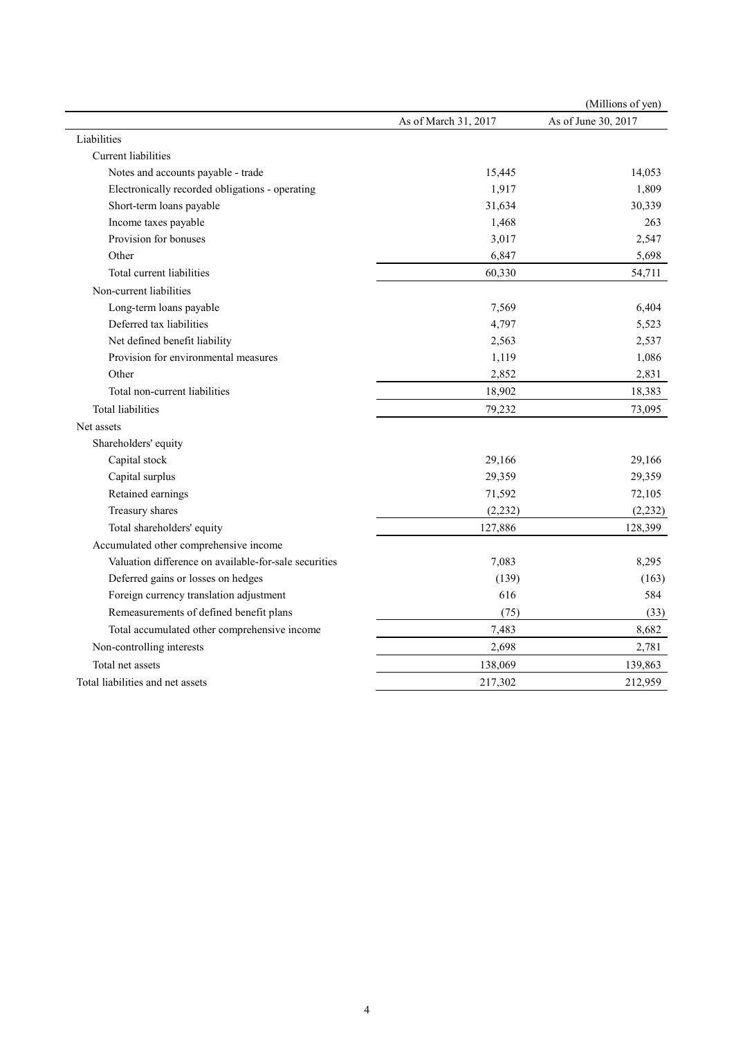(Millions of yen)

| | As of March 31, 2017 | As of June 30, 2017 |
|---|---|---|
| Liabilities | | |
| Current liabilities | | |
| Notes and accounts payable - trade | 15,445 | 14,053 |
| Electronically recorded obligations - operating | 1,917 | 1,809 |
| Short-term loans payable | 31,634 | 30,339 |
| Income taxes payable | 1,468 | 263 |
| Provision for bonuses | 3,017 | 2,547 |
| Other | 6,847 | 5,698 |
| Total current liabilities | 60,330 | 54,711 |
| Non-current liabilities | | |
| Long-term loans payable | 7,569 | 6,404 |
| Deferred tax liabilities | 4,797 | 5,523 |
| Net defined benefit liability | 2,563 | 2,537 |
| Provision for environmental measures | 1,119 | 1,086 |
| Other | 2,852 | 2,831 |
| Total non-current liabilities | 18,902 | 18,383 |
| Total liabilities | 79,232 | 73,095 |
| Net assets | | |
| Shareholders' equity | | |
| Capital stock | 29,166 | 29,166 |
| Capital surplus | 29,359 | 29,359 |
| Retained earnings | 71,592 | 72,105 |
| Treasury shares | (2,232) | (2,232) |
| Total shareholders' equity | 127,886 | 128,399 |
| Accumulated other comprehensive income | | |
| Valuation difference on available-for-sale securities | 7,083 | 8,295 |
| Deferred gains or losses on hedges | (139) | (163) |
| Foreign currency translation adjustment | 616 | 584 |
| Remeasurements of defined benefit plans | (75) | (33) |
| Total accumulated other comprehensive income | 7,483 | 8,682 |
| Non-controlling interests | 2,698 | 2,781 |
| Total net assets | 138,069 | 139,863 |
| Total liabilities and net assets | 217,302 | 212,959 |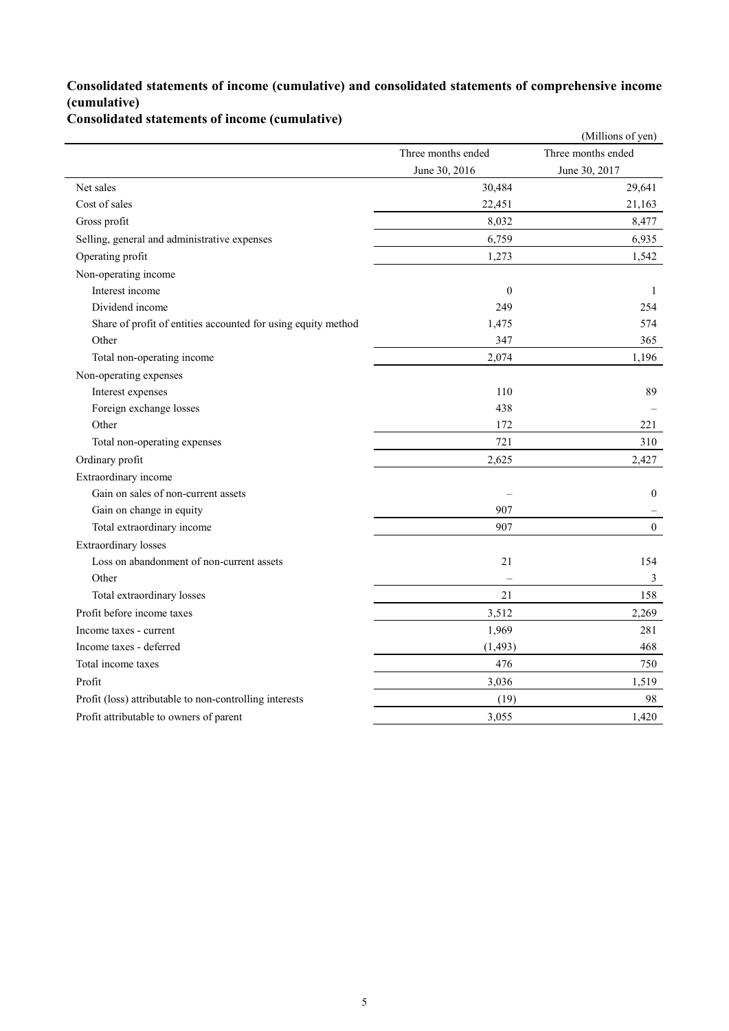## Consolidated statements of income (cumulative) and consolidated statements of comprehensive income (cumulative)

### Consolidated statements of income (cumulative)

(Millions of yen)

| | Three months ended June 30, 2016 | Three months ended June 30, 2017 |
|---|---|---|
| Net sales | 30,484 | 29,641 |
| Cost of sales | 22,451 | 21,163 |
| Gross profit | 8,032 | 8,477 |
| Selling, general and administrative expenses | 6,759 | 6,935 |
| Operating profit | 1,273 | 1,542 |
| Non-operating income | | |
| Interest income | 0 | 1 |
| Dividend income | 249 | 254 |
| Share of profit of entities accounted for using equity method | 1,475 | 574 |
| Other | 347 | 365 |
| Total non-operating income | 2,074 | 1,196 |
| Non-operating expenses | | |
| Interest expenses | 110 | 89 |
| Foreign exchange losses | 438 | – |
| Other | 172 | 221 |
| Total non-operating expenses | 721 | 310 |
| Ordinary profit | 2,625 | 2,427 |
| Extraordinary income | | |
| Gain on sales of non-current assets | – | 0 |
| Gain on change in equity | 907 | – |
| Total extraordinary income | 907 | 0 |
| Extraordinary losses | | |
| Loss on abandonment of non-current assets | 21 | 154 |
| Other | – | 3 |
| Total extraordinary losses | 21 | 158 |
| Profit before income taxes | 3,512 | 2,269 |
| Income taxes - current | 1,969 | 281 |
| Income taxes - deferred | (1,493) | 468 |
| Total income taxes | 476 | 750 |
| Profit | 3,036 | 1,519 |
| Profit (loss) attributable to non-controlling interests | (19) | 98 |
| Profit attributable to owners of parent | 3,055 | 1,420 |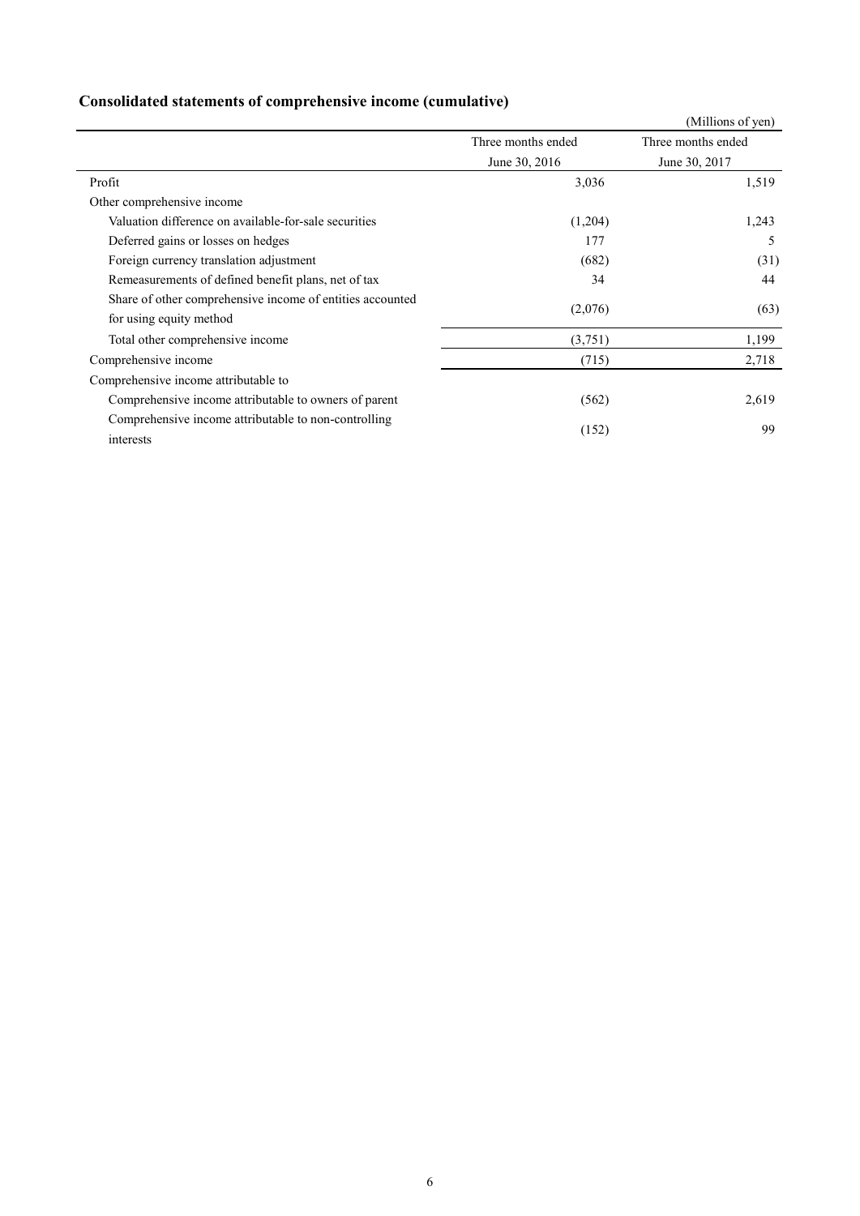## Consolidated statements of comprehensive income (cumulative)

(Millions of yen)

| | Three months ended June 30, 2016 | Three months ended June 30, 2017 |
|---|---|---|
| Profit | 3,036 | 1,519 |
| Other comprehensive income | | |
| Valuation difference on available-for-sale securities | (1,204) | 1,243 |
| Deferred gains or losses on hedges | 177 | 5 |
| Foreign currency translation adjustment | (682) | (31) |
| Remeasurements of defined benefit plans, net of tax | 34 | 44 |
| Share of other comprehensive income of entities accounted for using equity method | (2,076) | (63) |
| Total other comprehensive income | (3,751) | 1,199 |
| Comprehensive income | (715) | 2,718 |
| Comprehensive income attributable to | | |
| Comprehensive income attributable to owners of parent | (562) | 2,619 |
| Comprehensive income attributable to non-controlling interests | (152) | 99 |